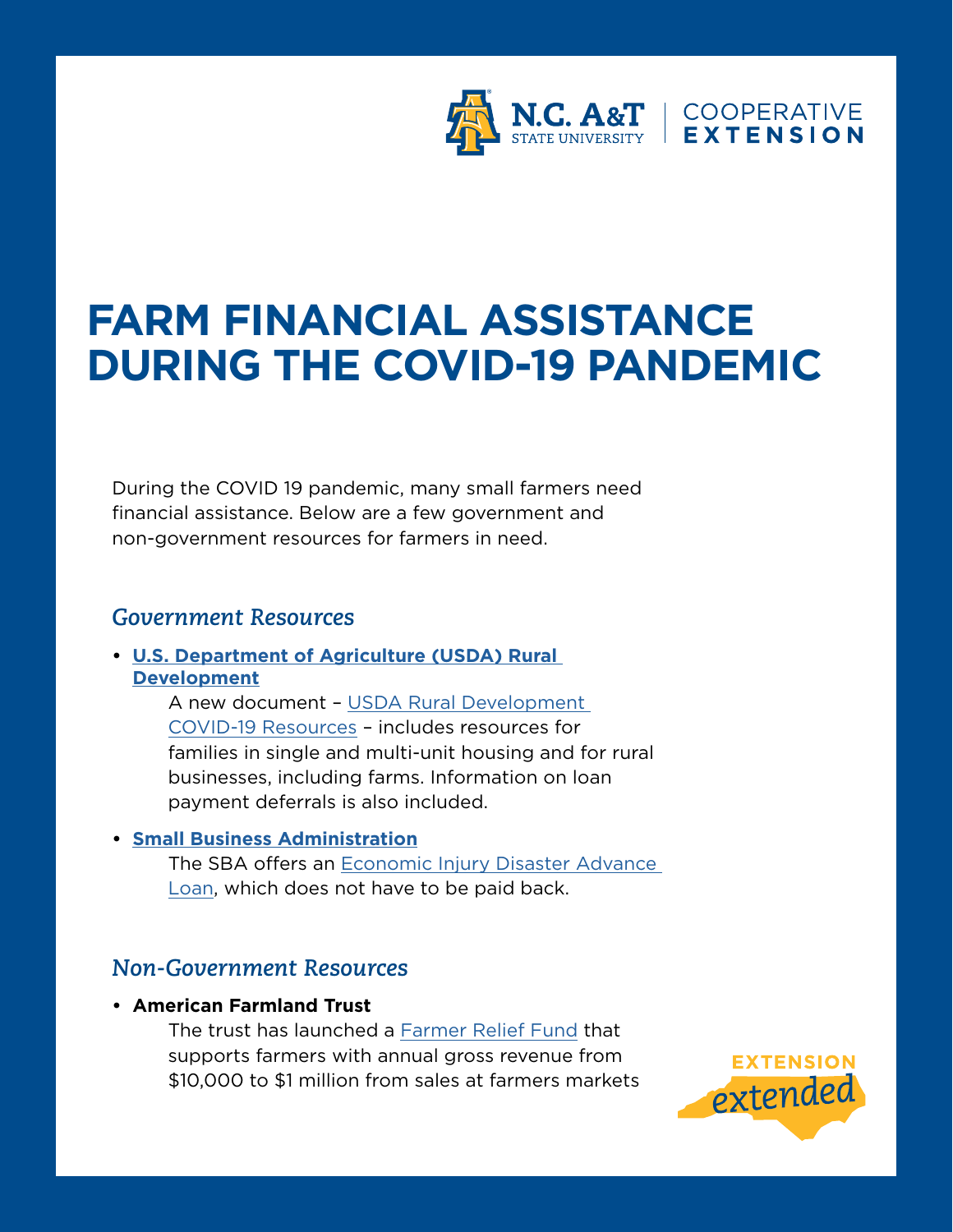# FARM FINANCIAL ASSISTANCE DURING THE COVID-19 PANDEMIC

During the COVID 19 pandemic, many small farmers need financial assistance. Below are a few government and non-government resources for farmers in need.

## *Government Resources*

- **U.S. Department of Agriculture (USDA) Rural Development**

  A new document – USDA Rural Development COVID-19 Resources – includes resources for families in single and multi-unit housing and for rural businesses, including farms. Information on loan payment deferrals is also included.

- **Small Business Administration**

  The SBA offers an Economic Injury Disaster Advance Loan, which does not have to be paid back.

## *Non-Government Resources*

- **American Farmland Trust**

  The trust has launched a Farmer Relief Fund that supports farmers with annual gross revenue from $10,000 to $1 million from sales at farmers markets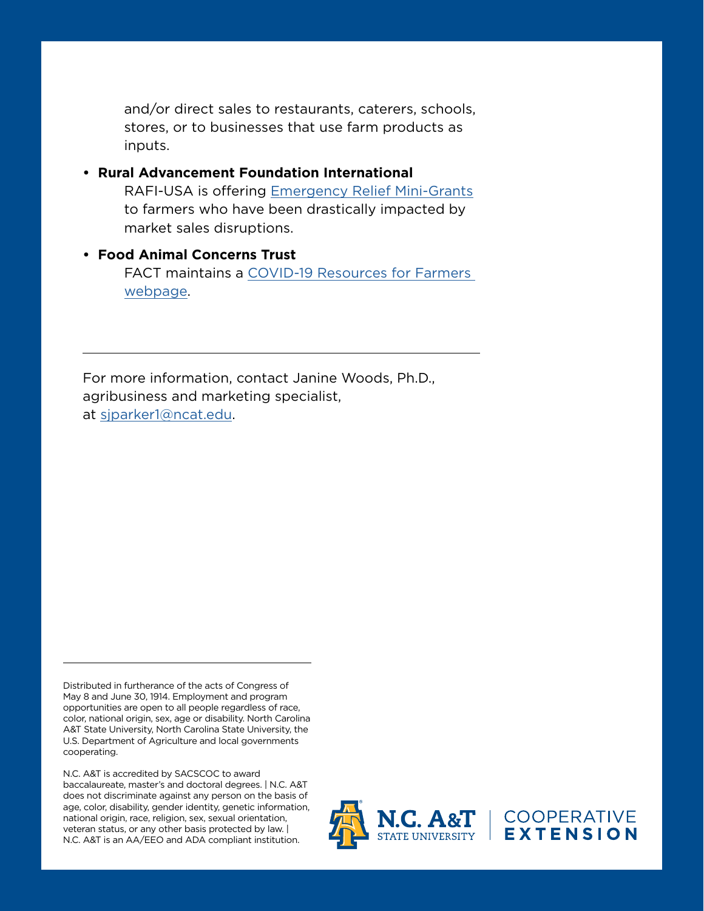and/or direct sales to restaurants, caterers, schools, stores, or to businesses that use farm products as inputs.

- **Rural Advancement Foundation International**
  RAFI-USA is offering Emergency Relief Mini-Grants to farmers who have been drastically impacted by market sales disruptions.
- **Food Animal Concerns Trust**
  FACT maintains a COVID-19 Resources for Farmers webpage.

---

For more information, contact Janine Woods, Ph.D., agribusiness and marketing specialist, at sjparker1@ncat.edu.

---

Distributed in furtherance of the acts of Congress of May 8 and June 30, 1914. Employment and program opportunities are open to all people regardless of race, color, national origin, sex, age or disability. North Carolina A&T State University, North Carolina State University, the U.S. Department of Agriculture and local governments cooperating.

N.C. A&T is accredited by SACSCOC to award baccalaureate, master's and doctoral degrees. | N.C. A&T does not discriminate against any person on the basis of age, color, disability, gender identity, genetic information, national origin, race, religion, sex, sexual orientation, veteran status, or any other basis protected by law. | N.C. A&T is an AA/EEO and ADA compliant institution.

N.C. A&T STATE UNIVERSITY | COOPERATIVE EXTENSION